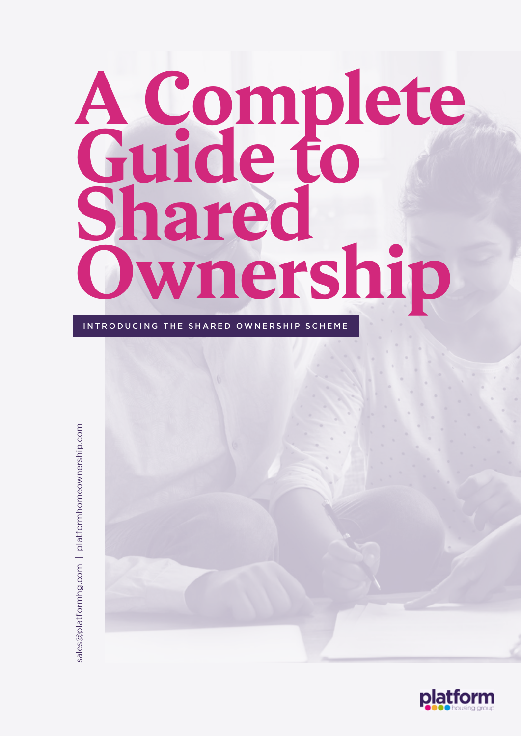# A Complete Guide to Shared Ownership

INTRODUCING THE SHARED OWNERSHIP SCHEME

sales@platformhg.com | platformhomeownership.com

platform housing group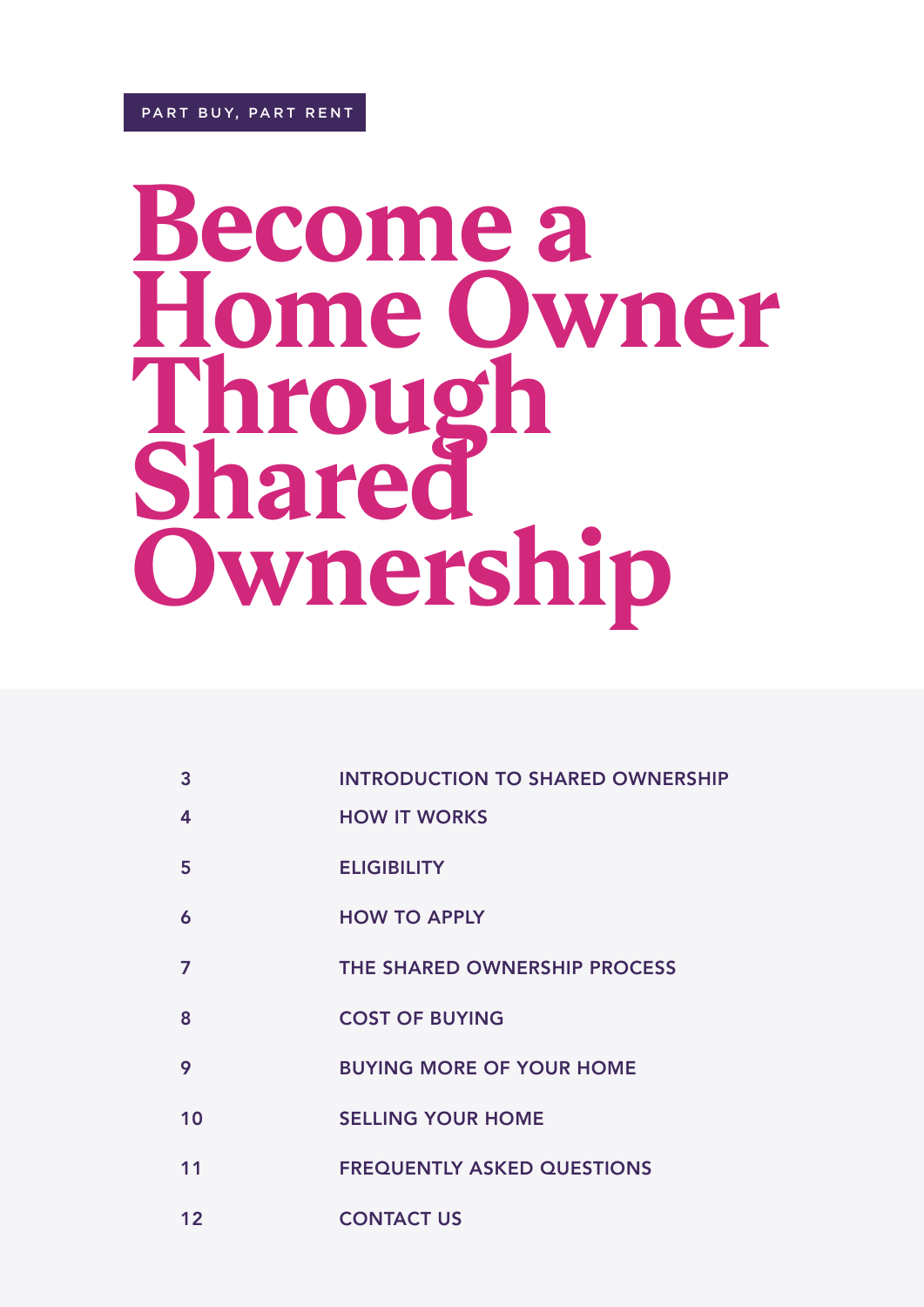PART BUY, PART RENT

# Become a Home Owner Through Shared Ownership

| | |
|---|---|
| 3 | INTRODUCTION TO SHARED OWNERSHIP |
| 4 | HOW IT WORKS |
| 5 | ELIGIBILITY |
| 6 | HOW TO APPLY |
| 7 | THE SHARED OWNERSHIP PROCESS |
| 8 | COST OF BUYING |
| 9 | BUYING MORE OF YOUR HOME |
| 10 | SELLING YOUR HOME |
| 11 | FREQUENTLY ASKED QUESTIONS |
| 12 | CONTACT US |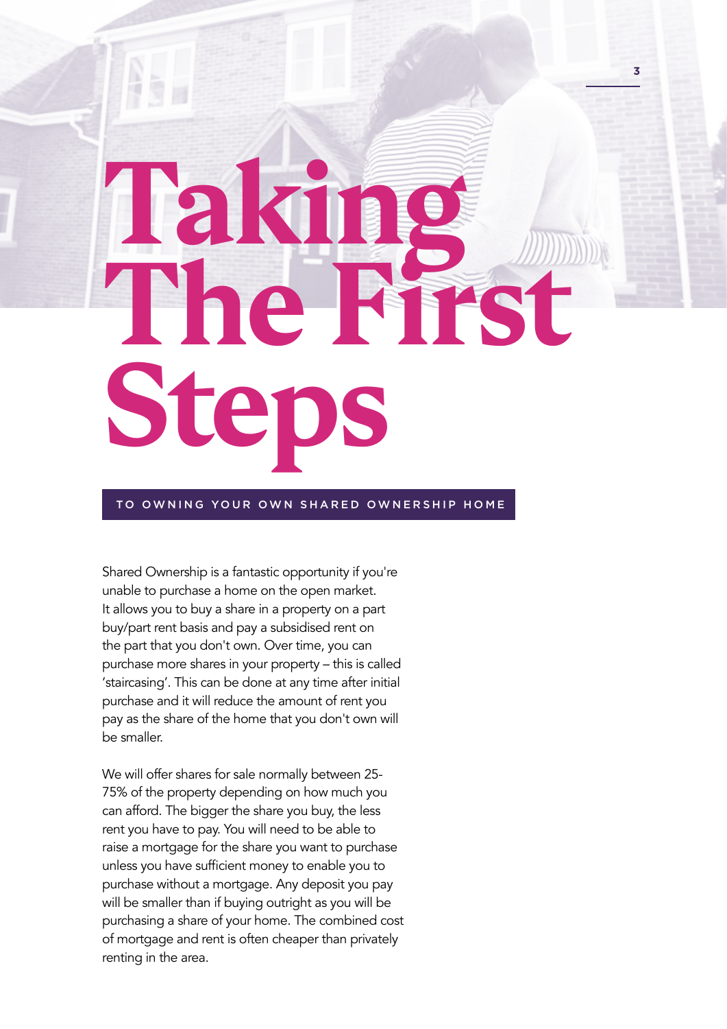# Taking The First Steps

## TO OWNING YOUR OWN SHARED OWNERSHIP HOME

Shared Ownership is a fantastic opportunity if you're unable to purchase a home on the open market. It allows you to buy a share in a property on a part buy/part rent basis and pay a subsidised rent on the part that you don't own. Over time, you can purchase more shares in your property – this is called 'staircasing'. This can be done at any time after initial purchase and it will reduce the amount of rent you pay as the share of the home that you don't own will be smaller.

We will offer shares for sale normally between 25-75% of the property depending on how much you can afford. The bigger the share you buy, the less rent you have to pay. You will need to be able to raise a mortgage for the share you want to purchase unless you have sufficient money to enable you to purchase without a mortgage. Any deposit you pay will be smaller than if buying outright as you will be purchasing a share of your home. The combined cost of mortgage and rent is often cheaper than privately renting in the area.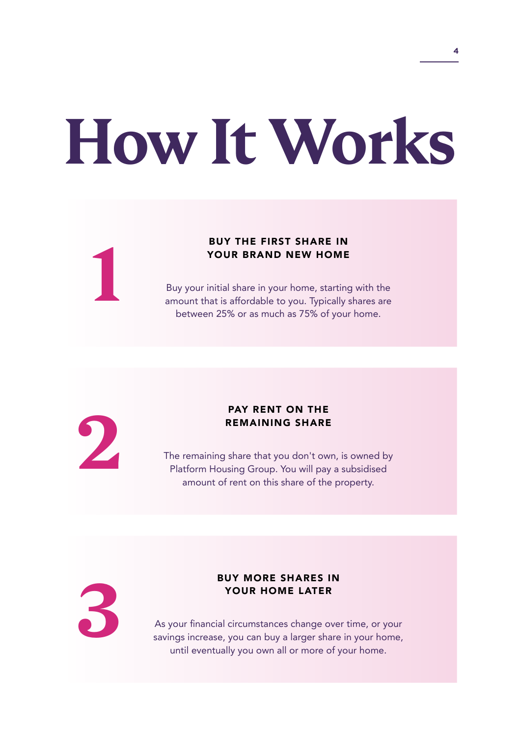# How It Works

## 1

### BUY THE FIRST SHARE IN YOUR BRAND NEW HOME

Buy your initial share in your home, starting with the amount that is affordable to you. Typically shares are between 25% or as much as 75% of your home.

## 2

### PAY RENT ON THE REMAINING SHARE

The remaining share that you don't own, is owned by Platform Housing Group. You will pay a subsidised amount of rent on this share of the property.

## 3

### BUY MORE SHARES IN YOUR HOME LATER

As your financial circumstances change over time, or your savings increase, you can buy a larger share in your home, until eventually you own all or more of your home.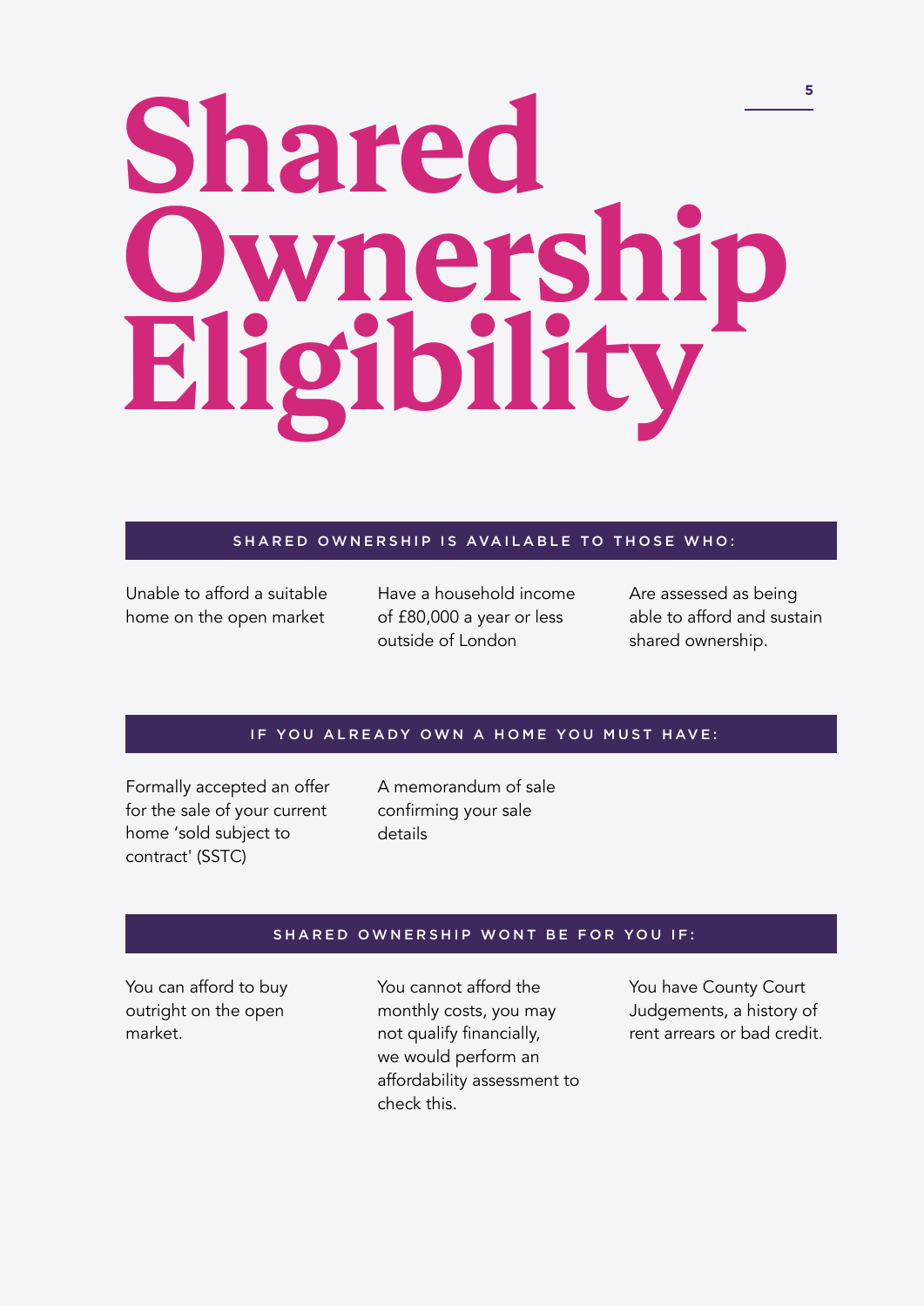# Shared Ownership Eligibility

## SHARED OWNERSHIP IS AVAILABLE TO THOSE WHO:

- Unable to afford a suitable home on the open market
- Have a household income of £80,000 a year or less outside of London
- Are assessed as being able to afford and sustain shared ownership.

## IF YOU ALREADY OWN A HOME YOU MUST HAVE:

- Formally accepted an offer for the sale of your current home 'sold subject to contract' (SSTC)
- A memorandum of sale confirming your sale details

## SHARED OWNERSHIP WONT BE FOR YOU IF:

- You can afford to buy outright on the open market.
- You cannot afford the monthly costs, you may not qualify financially, we would perform an affordability assessment to check this.
- You have County Court Judgements, a history of rent arrears or bad credit.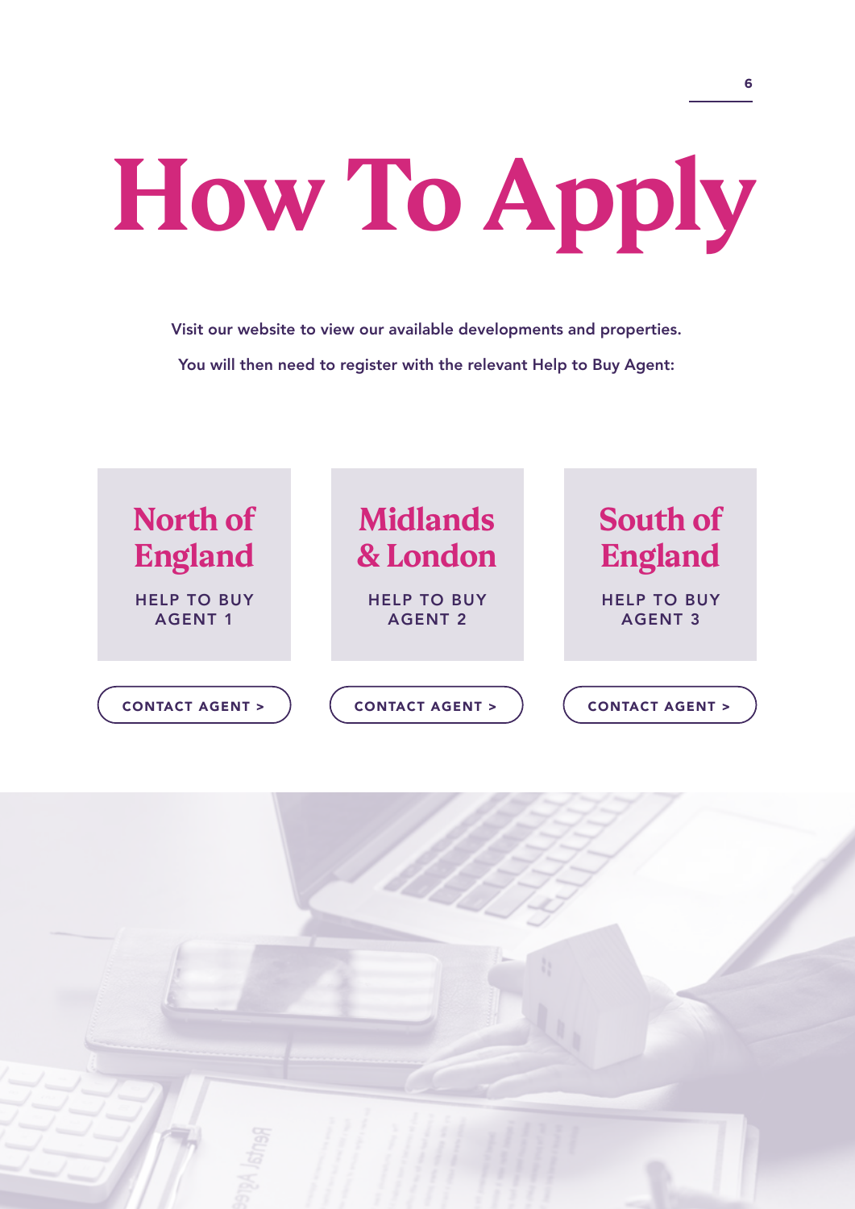# How To Apply

Visit our website to view our available developments and properties.

You will then need to register with the relevant Help to Buy Agent:

## North of England

HELP TO BUY AGENT 1

CONTACT AGENT >

## Midlands & London

HELP TO BUY AGENT 2

CONTACT AGENT >

## South of England

HELP TO BUY AGENT 3

CONTACT AGENT >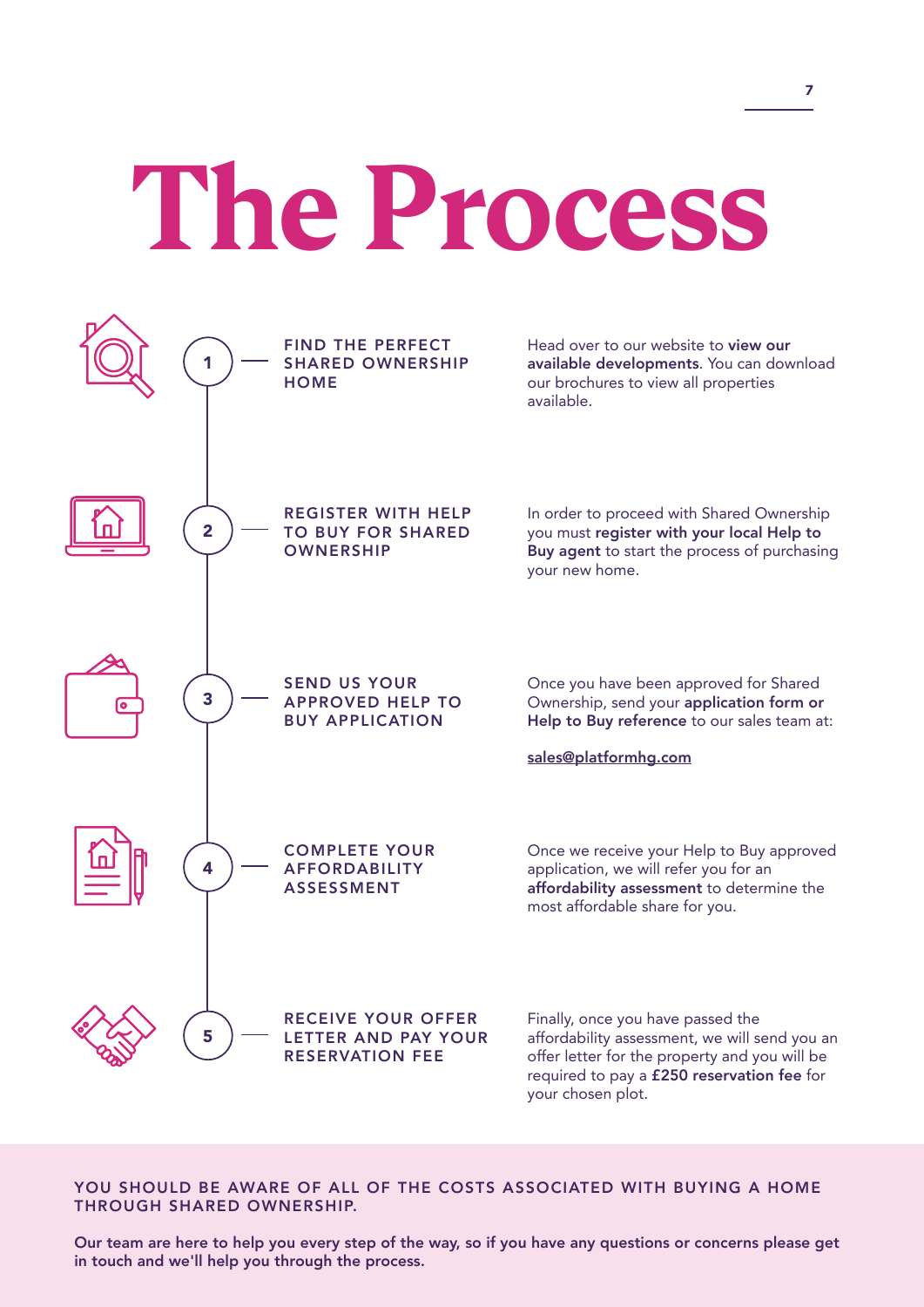# The Process

### 1 — FIND THE PERFECT SHARED OWNERSHIP HOME

Head over to our website to **view our available developments**. You can download our brochures to view all properties available.

### 2 — REGISTER WITH HELP TO BUY FOR SHARED OWNERSHIP

In order to proceed with Shared Ownership you must **register with your local Help to Buy agent** to start the process of purchasing your new home.

### 3 — SEND US YOUR APPROVED HELP TO BUY APPLICATION

Once you have been approved for Shared Ownership, send your **application form or Help to Buy reference** to our sales team at:

sales@platformhg.com

### 4 — COMPLETE YOUR AFFORDABILITY ASSESSMENT

Once we receive your Help to Buy approved application, we will refer you for an **affordability assessment** to determine the most affordable share for you.

### 5 — RECEIVE YOUR OFFER LETTER AND PAY YOUR RESERVATION FEE

Finally, once you have passed the affordability assessment, we will send you an offer letter for the property and you will be required to pay a **£250 reservation fee** for your chosen plot.

YOU SHOULD BE AWARE OF ALL OF THE COSTS ASSOCIATED WITH BUYING A HOME THROUGH SHARED OWNERSHIP.

**Our team are here to help you every step of the way, so if you have any questions or concerns please get in touch and we'll help you through the process.**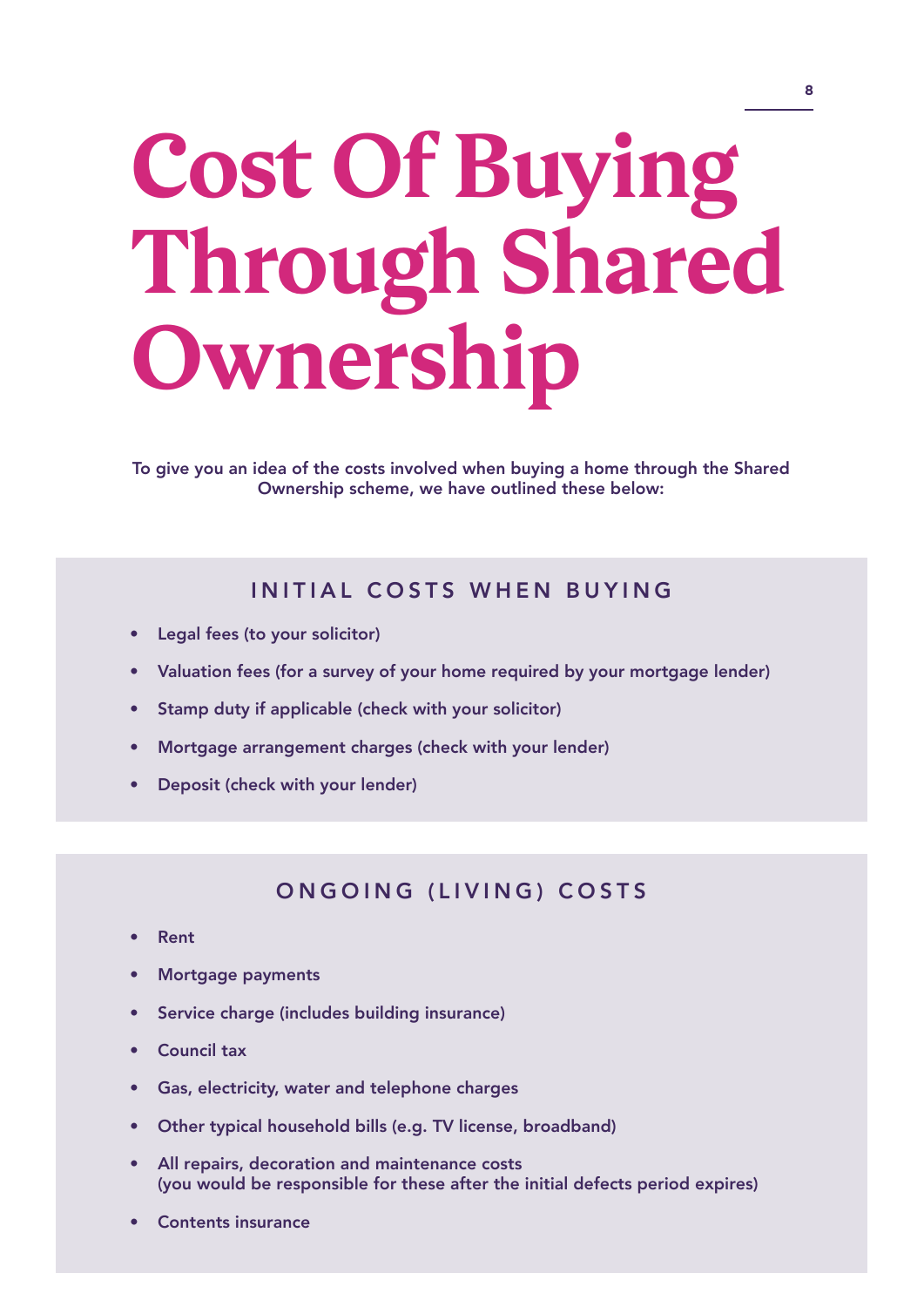# Cost Of Buying Through Shared Ownership

**To give you an idea of the costs involved when buying a home through the Shared Ownership scheme, we have outlined these below:**

## INITIAL COSTS WHEN BUYING

- **Legal fees (to your solicitor)**
- **Valuation fees (for a survey of your home required by your mortgage lender)**
- **Stamp duty if applicable (check with your solicitor)**
- **Mortgage arrangement charges (check with your lender)**
- **Deposit (check with your lender)**

## ONGOING (LIVING) COSTS

- **Rent**
- **Mortgage payments**
- **Service charge (includes building insurance)**
- **Council tax**
- **Gas, electricity, water and telephone charges**
- **Other typical household bills (e.g. TV license, broadband)**
- **All repairs, decoration and maintenance costs (you would be responsible for these after the initial defects period expires)**
- **Contents insurance**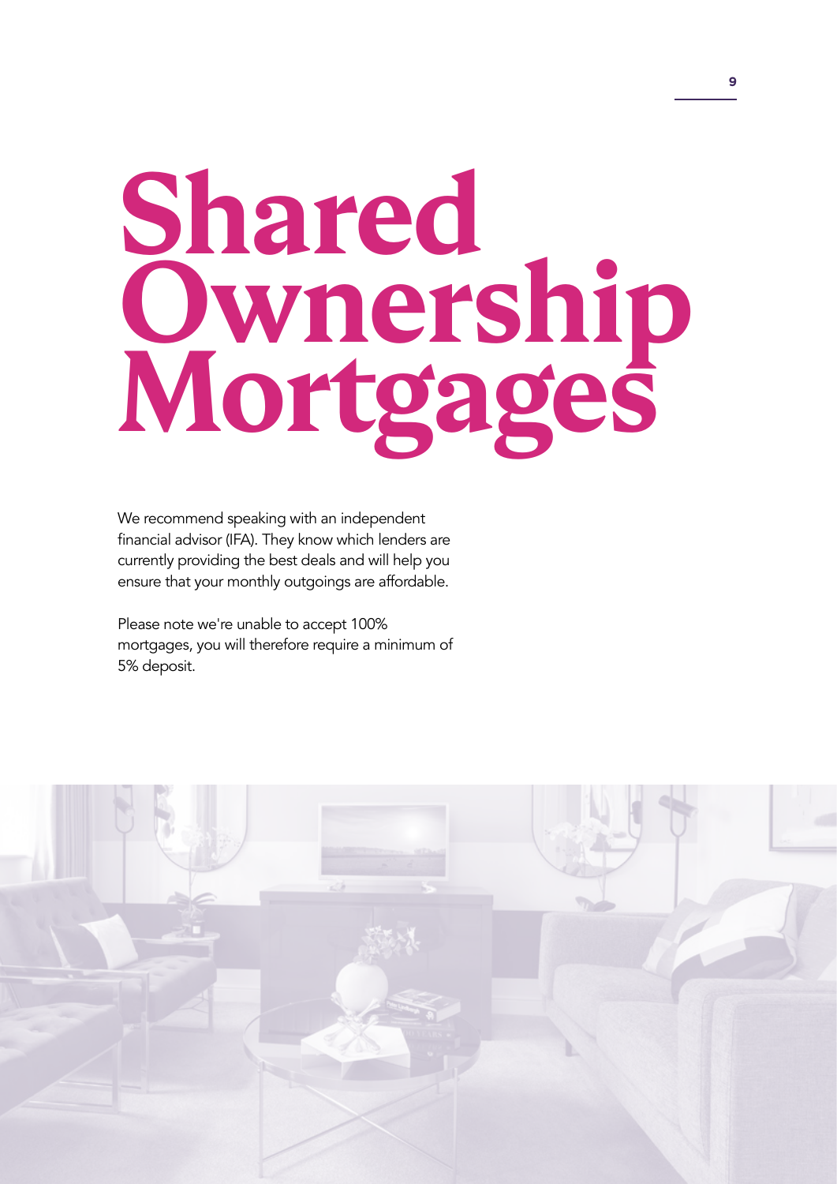# Shared Ownership Mortgages

We recommend speaking with an independent financial advisor (IFA). They know which lenders are currently providing the best deals and will help you ensure that your monthly outgoings are affordable.

Please note we're unable to accept 100% mortgages, you will therefore require a minimum of 5% deposit.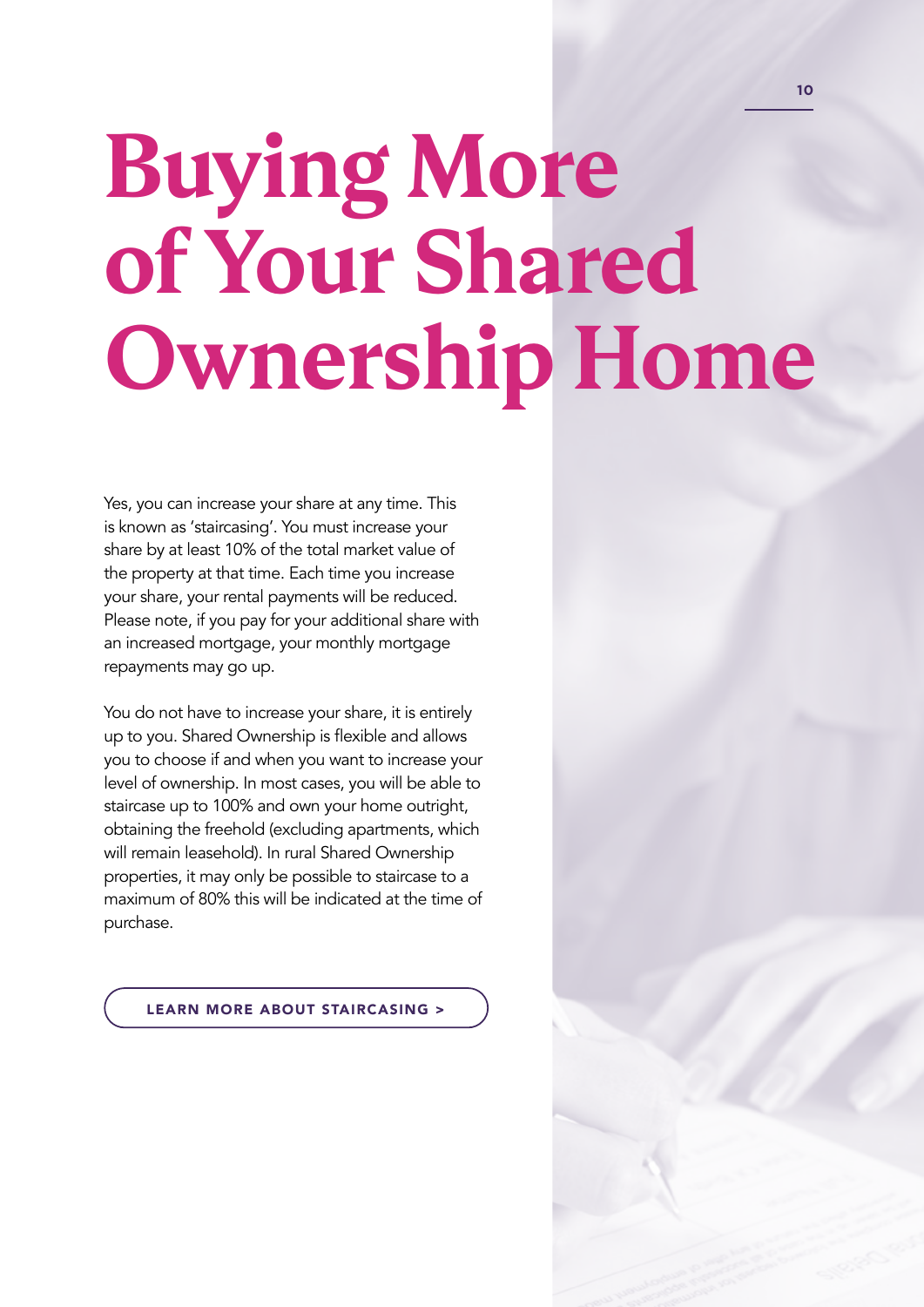# Buying More of Your Shared Ownership Home

Yes, you can increase your share at any time. This is known as 'staircasing'. You must increase your share by at least 10% of the total market value of the property at that time. Each time you increase your share, your rental payments will be reduced. Please note, if you pay for your additional share with an increased mortgage, your monthly mortgage repayments may go up.

You do not have to increase your share, it is entirely up to you. Shared Ownership is flexible and allows you to choose if and when you want to increase your level of ownership. In most cases, you will be able to staircase up to 100% and own your home outright, obtaining the freehold (excluding apartments, which will remain leasehold). In rural Shared Ownership properties, it may only be possible to staircase to a maximum of 80% this will be indicated at the time of purchase.

LEARN MORE ABOUT STAIRCASING >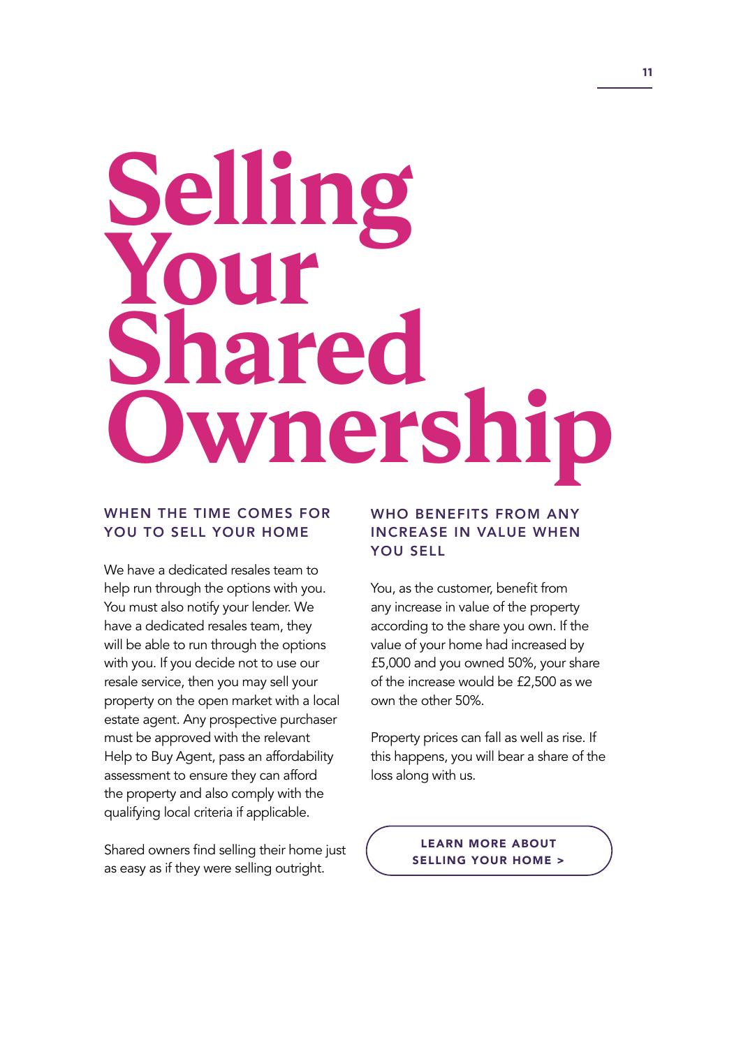# Selling Your Shared Ownership

## WHEN THE TIME COMES FOR YOU TO SELL YOUR HOME

We have a dedicated resales team to help run through the options with you. You must also notify your lender. We have a dedicated resales team, they will be able to run through the options with you. If you decide not to use our resale service, then you may sell your property on the open market with a local estate agent. Any prospective purchaser must be approved with the relevant Help to Buy Agent, pass an affordability assessment to ensure they can afford the property and also comply with the qualifying local criteria if applicable.

Shared owners find selling their home just as easy as if they were selling outright.

## WHO BENEFITS FROM ANY INCREASE IN VALUE WHEN YOU SELL

You, as the customer, benefit from any increase in value of the property according to the share you own. If the value of your home had increased by £5,000 and you owned 50%, your share of the increase would be £2,500 as we own the other 50%.

Property prices can fall as well as rise. If this happens, you will bear a share of the loss along with us.

**LEARN MORE ABOUT SELLING YOUR HOME >**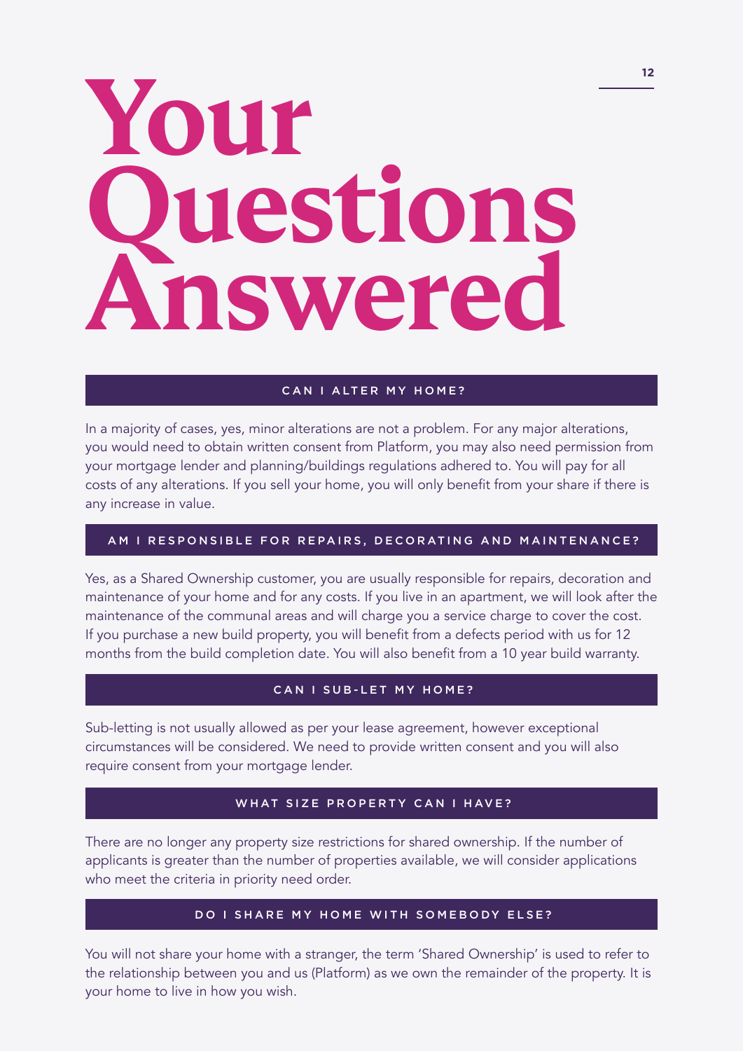# Your Questions Answered

## CAN I ALTER MY HOME?

In a majority of cases, yes, minor alterations are not a problem. For any major alterations, you would need to obtain written consent from Platform, you may also need permission from your mortgage lender and planning/buildings regulations adhered to. You will pay for all costs of any alterations. If you sell your home, you will only benefit from your share if there is any increase in value.

## AM I RESPONSIBLE FOR REPAIRS, DECORATING AND MAINTENANCE?

Yes, as a Shared Ownership customer, you are usually responsible for repairs, decoration and maintenance of your home and for any costs. If you live in an apartment, we will look after the maintenance of the communal areas and will charge you a service charge to cover the cost. If you purchase a new build property, you will benefit from a defects period with us for 12 months from the build completion date. You will also benefit from a 10 year build warranty.

## CAN I SUB-LET MY HOME?

Sub-letting is not usually allowed as per your lease agreement, however exceptional circumstances will be considered. We need to provide written consent and you will also require consent from your mortgage lender.

## WHAT SIZE PROPERTY CAN I HAVE?

There are no longer any property size restrictions for shared ownership. If the number of applicants is greater than the number of properties available, we will consider applications who meet the criteria in priority need order.

## DO I SHARE MY HOME WITH SOMEBODY ELSE?

You will not share your home with a stranger, the term 'Shared Ownership' is used to refer to the relationship between you and us (Platform) as we own the remainder of the property. It is your home to live in how you wish.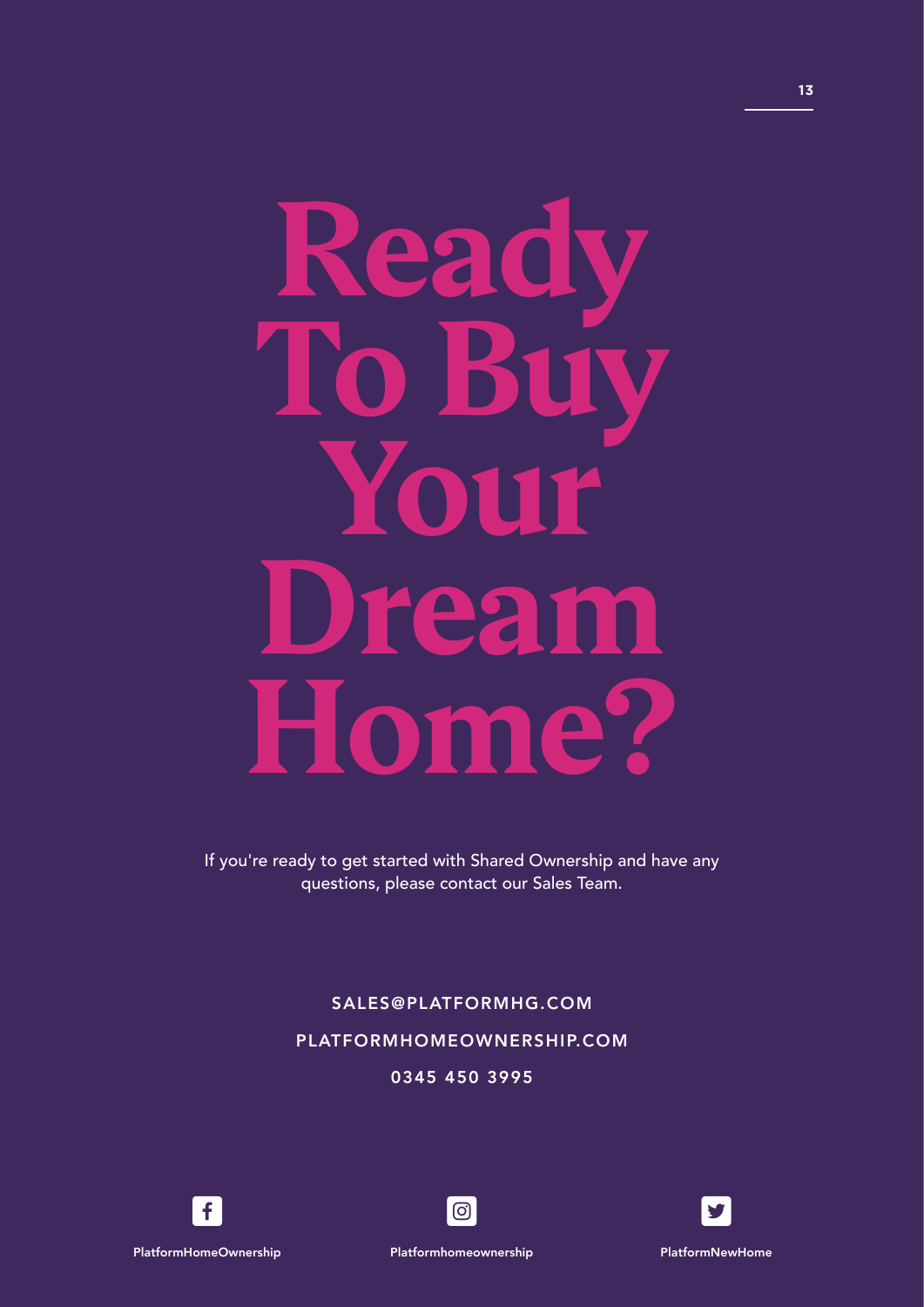# Ready To Buy Your Dream Home?

If you're ready to get started with Shared Ownership and have any questions, please contact our Sales Team.

**SALES@PLATFORMHG.COM**

**PLATFORMHOMEOWNERSHIP.COM**

**0345 450 3995**

PlatformHomeOwnership

Platformhomeownership

PlatformNewHome